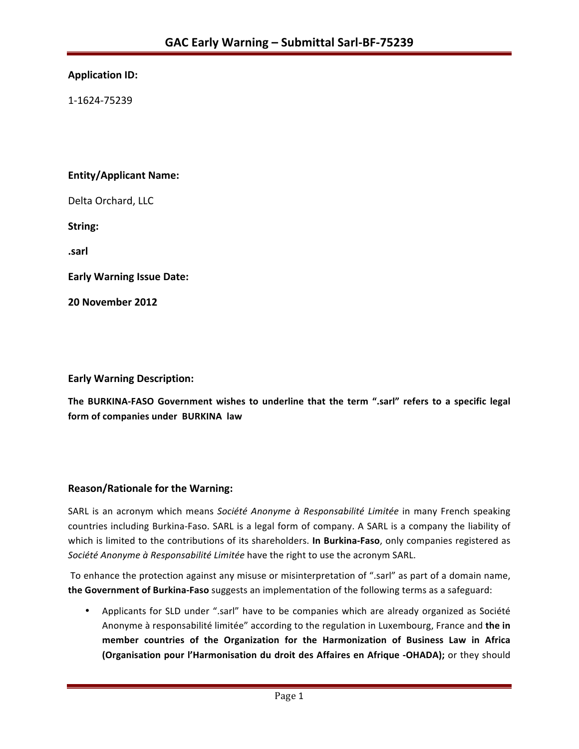# GAC Early Warning – Submittal Sarl-BF-75239

**Application ID:**

1-1624-75239

**Entity/Applicant Name:**

Delta Orchard, LLC

**String:**

**.sarl**

**Early Warning Issue Date:**

**20 November 2012**

**Early Warning Description:**

**The BURKINA-FASO Government wishes to underline that the term ".sarl" refers to a specific legal form of companies under BURKINA law**

**Reason/Rationale for the Warning:**

SARL is an acronym which means *Société Anonyme à Responsabilité Limitée* in many French speaking countries including Burkina-Faso. SARL is a legal form of company. A SARL is a company the liability of which is limited to the contributions of its shareholders. **In Burkina-Faso**, only companies registered as *Société Anonyme à Responsabilité Limitée* have the right to use the acronym SARL.

To enhance the protection against any misuse or misinterpretation of ".sarl" as part of a domain name, **the Government of Burkina-Faso** suggests an implementation of the following terms as a safeguard:

- Applicants for SLD under ".sarl" have to be companies which are already organized as Société Anonyme à responsabilité limitée" according to the regulation in Luxembourg, France and **the in member countries of the Organization for the Harmonization of Business Law in Africa (Organisation pour l'Harmonisation du droit des Affaires en Afrique -OHADA);** or they should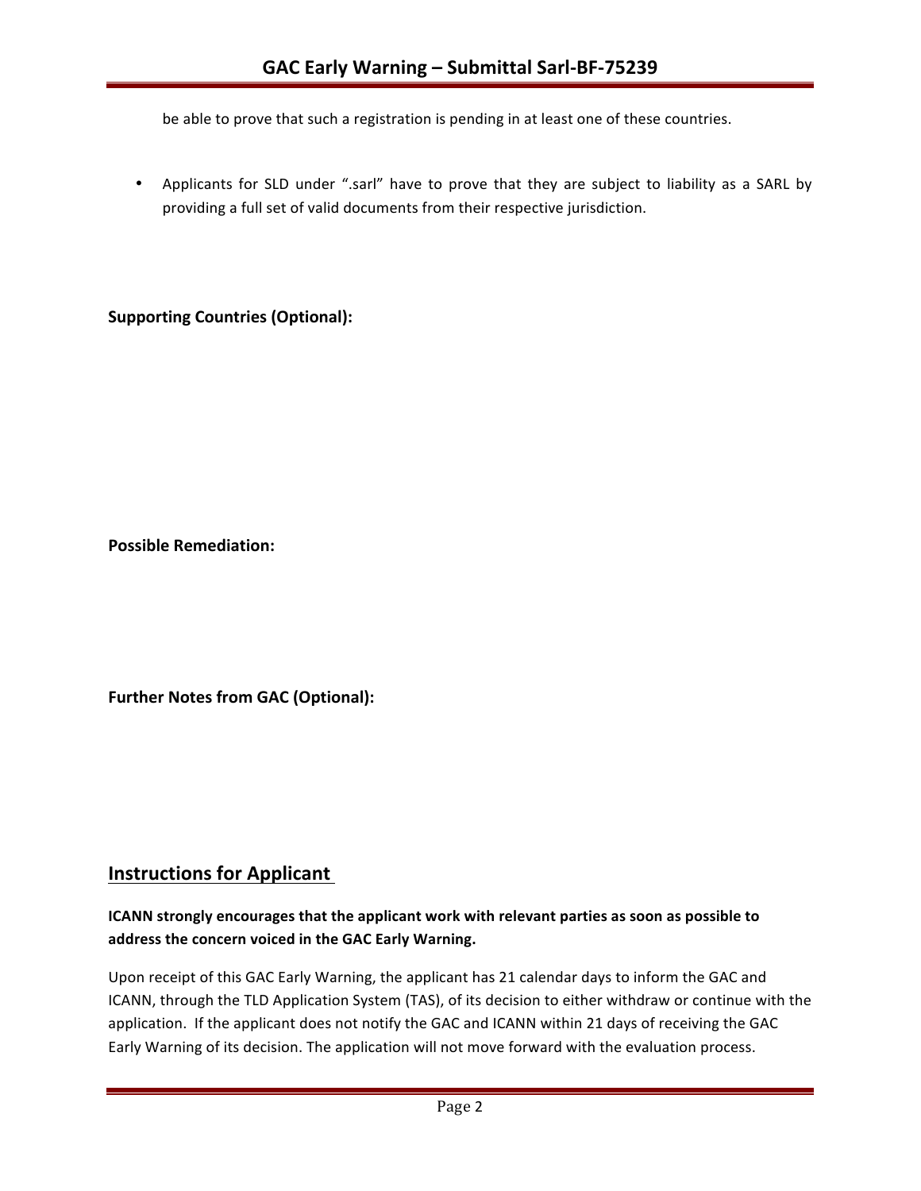be able to prove that such a registration is pending in at least one of these countries.

- Applicants for SLD under ".sarl" have to prove that they are subject to liability as a SARL by providing a full set of valid documents from their respective jurisdiction.

**Supporting Countries (Optional):**

**Possible Remediation:**

**Further Notes from GAC (Optional):**

## Instructions for Applicant

**ICANN strongly encourages that the applicant work with relevant parties as soon as possible to address the concern voiced in the GAC Early Warning.**

Upon receipt of this GAC Early Warning, the applicant has 21 calendar days to inform the GAC and ICANN, through the TLD Application System (TAS), of its decision to either withdraw or continue with the application. If the applicant does not notify the GAC and ICANN within 21 days of receiving the GAC Early Warning of its decision. The application will not move forward with the evaluation process.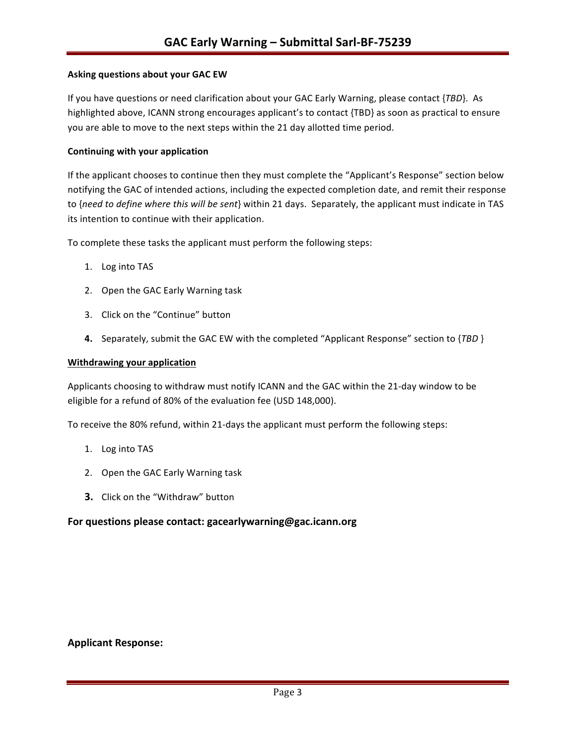**Asking questions about your GAC EW**

If you have questions or need clarification about your GAC Early Warning, please contact {*TBD*}. As highlighted above, ICANN strong encourages applicant's to contact {TBD} as soon as practical to ensure you are able to move to the next steps within the 21 day allotted time period.

**Continuing with your application**

If the applicant chooses to continue then they must complete the "Applicant's Response" section below notifying the GAC of intended actions, including the expected completion date, and remit their response to {*need to define where this will be sent*} within 21 days. Separately, the applicant must indicate in TAS its intention to continue with their application.

To complete these tasks the applicant must perform the following steps:

1. Log into TAS
2. Open the GAC Early Warning task
3. Click on the "Continue" button
4. Separately, submit the GAC EW with the completed "Applicant Response" section to {*TBD* }

**Withdrawing your application**

Applicants choosing to withdraw must notify ICANN and the GAC within the 21-day window to be eligible for a refund of 80% of the evaluation fee (USD 148,000).

To receive the 80% refund, within 21-days the applicant must perform the following steps:

1. Log into TAS
2. Open the GAC Early Warning task
3. Click on the "Withdraw" button

### For questions please contact: gacearlywarning@gac.icann.org

### Applicant Response: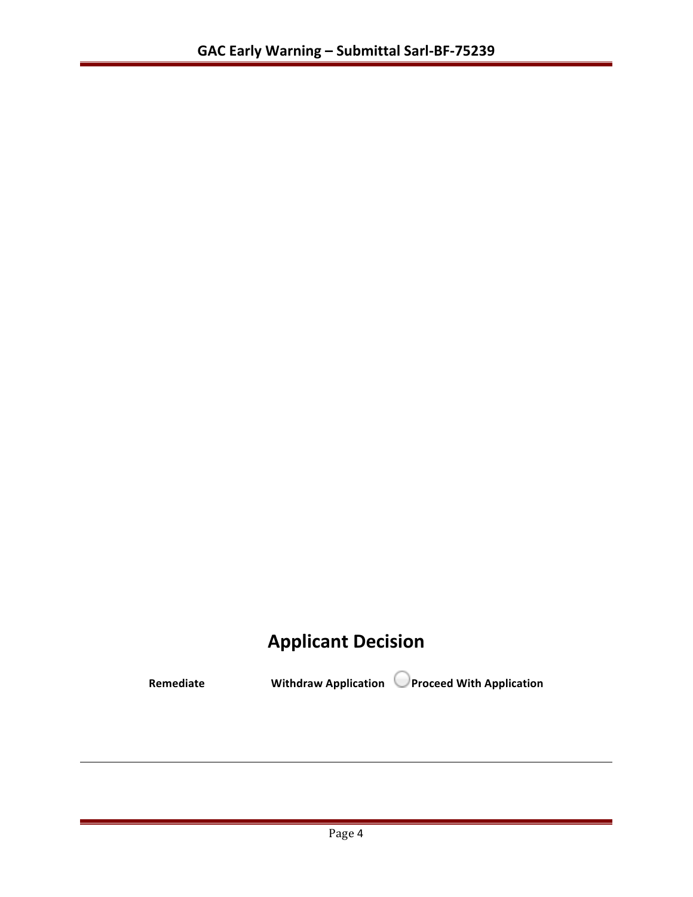## Applicant Decision

**Remediate** **Withdraw Application** ○ **Proceed With Application**